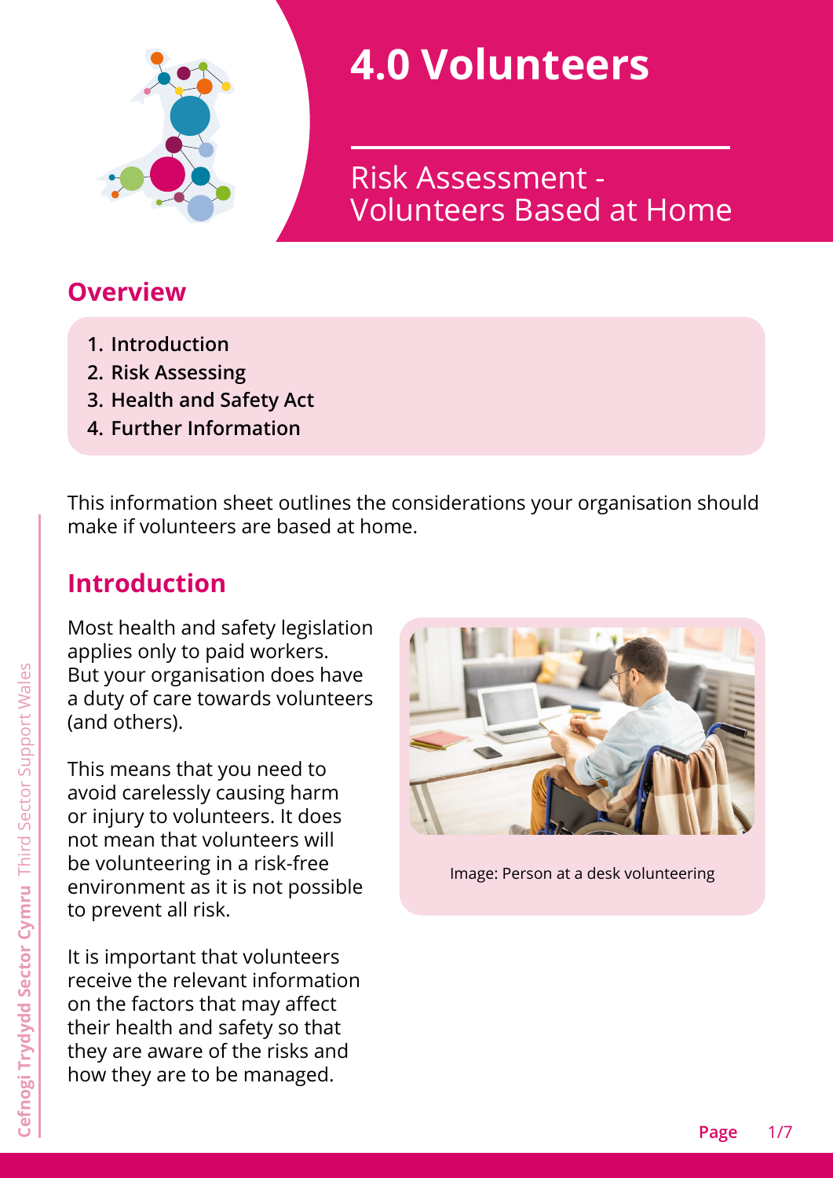# 4.0 Volunteers

## Risk Assessment - Volunteers Based at Home

## Overview

1. Introduction
2. Risk Assessing
3. Health and Safety Act
4. Further Information

This information sheet outlines the considerations your organisation should make if volunteers are based at home.

## Introduction

Most health and safety legislation applies only to paid workers. But your organisation does have a duty of care towards volunteers (and others).

This means that you need to avoid carelessly causing harm or injury to volunteers. It does not mean that volunteers will be volunteering in a risk-free environment as it is not possible to prevent all risk.

It is important that volunteers receive the relevant information on the factors that may affect their health and safety so that they are aware of the risks and how they are to be managed.

Image: Person at a desk volunteering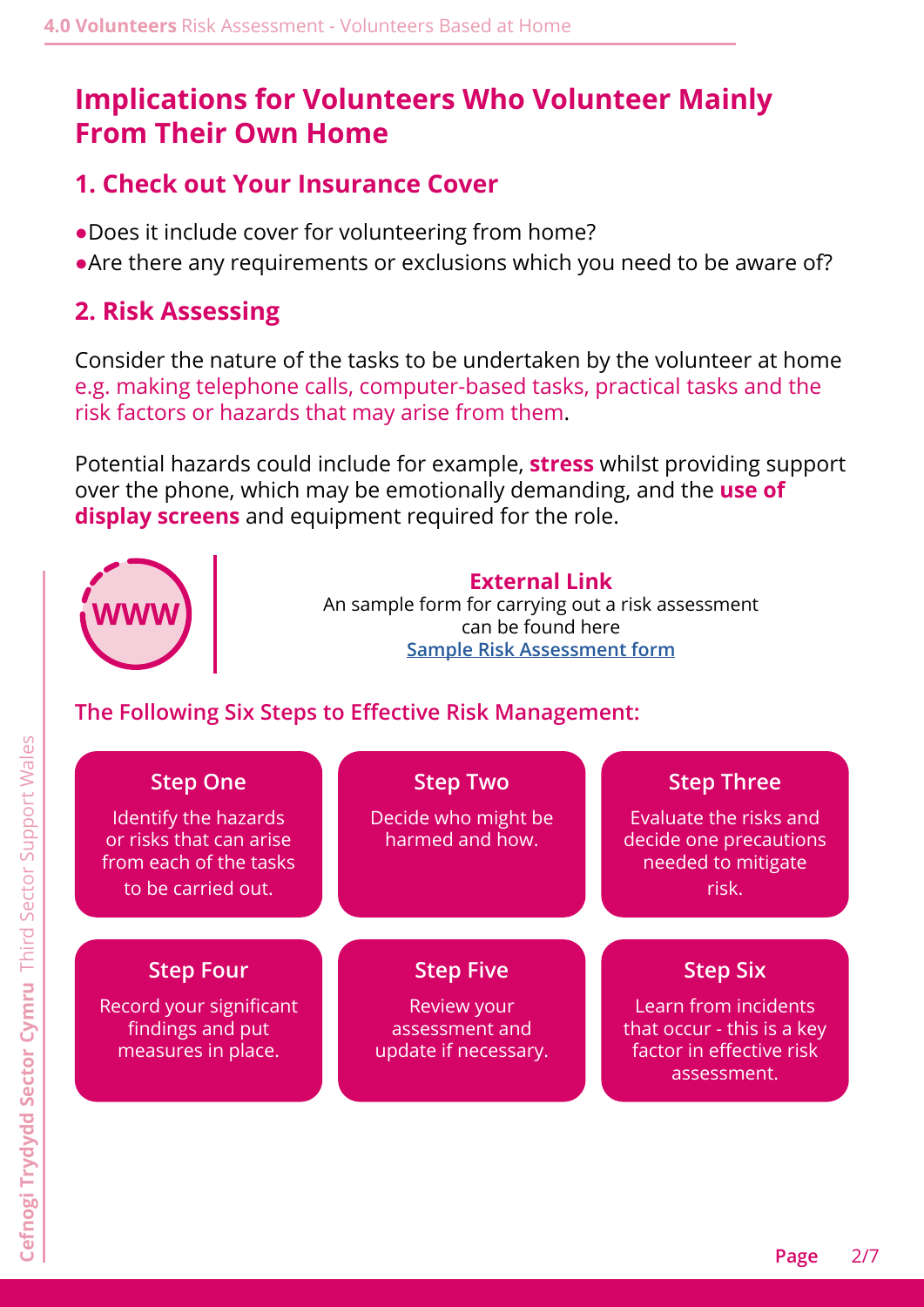# Implications for Volunteers Who Volunteer Mainly From Their Own Home

## 1. Check out Your Insurance Cover

- Does it include cover for volunteering from home?
- Are there any requirements or exclusions which you need to be aware of?

## 2. Risk Assessing

Consider the nature of the tasks to be undertaken by the volunteer at home e.g. making telephone calls, computer-based tasks, practical tasks and the risk factors or hazards that may arise from them.

Potential hazards could include for example, **stress** whilst providing support over the phone, which may be emotionally demanding, and the **use of display screens** and equipment required for the role.

**External Link**
An sample form for carrying out a risk assessment can be found here
Sample Risk Assessment form

### The Following Six Steps to Effective Risk Management:

**Step One**
Identify the hazards or risks that can arise from each of the tasks to be carried out.

**Step Two**
Decide who might be harmed and how.

**Step Three**
Evaluate the risks and decide one precautions needed to mitigate risk.

**Step Four**
Record your significant findings and put measures in place.

**Step Five**
Review your assessment and update if necessary.

**Step Six**
Learn from incidents that occur - this is a key factor in effective risk assessment.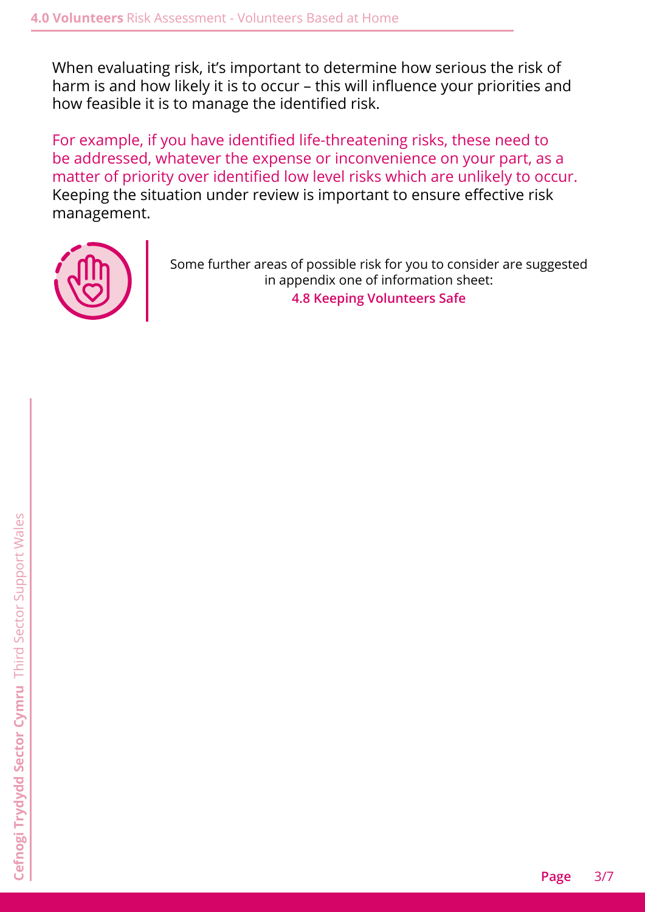When evaluating risk, it's important to determine how serious the risk of harm is and how likely it is to occur – this will influence your priorities and how feasible it is to manage the identified risk.

For example, if you have identified life-threatening risks, these need to be addressed, whatever the expense or inconvenience on your part, as a matter of priority over identified low level risks which are unlikely to occur. Keeping the situation under review is important to ensure effective risk management.

Some further areas of possible risk for you to consider are suggested in appendix one of information sheet:
**4.8 Keeping Volunteers Safe**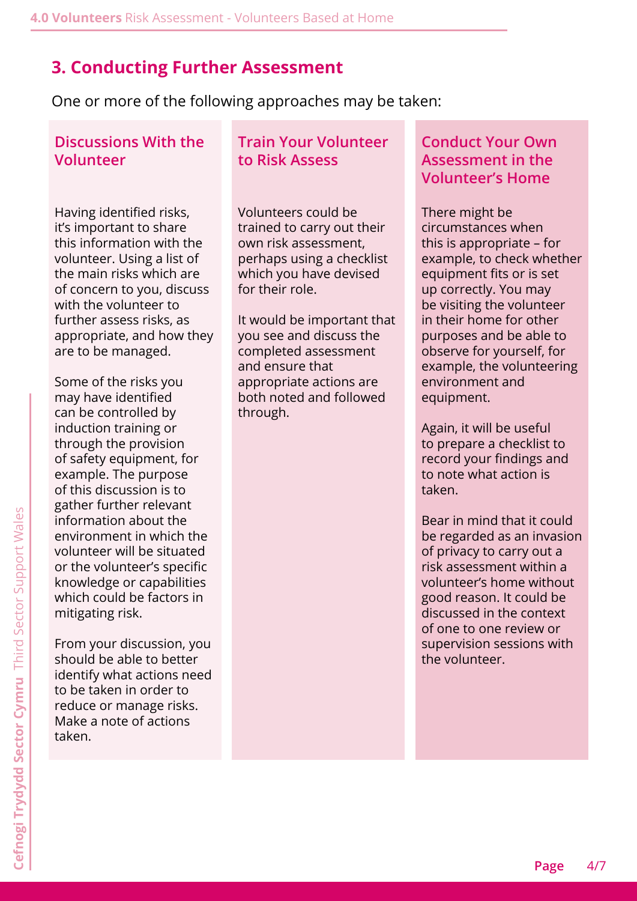## 3. Conducting Further Assessment

One or more of the following approaches may be taken:

### Discussions With the Volunteer

Having identified risks, it's important to share this information with the volunteer. Using a list of the main risks which are of concern to you, discuss with the volunteer to further assess risks, as appropriate, and how they are to be managed.

Some of the risks you may have identified can be controlled by induction training or through the provision of safety equipment, for example. The purpose of this discussion is to gather further relevant information about the environment in which the volunteer will be situated or the volunteer's specific knowledge or capabilities which could be factors in mitigating risk.

From your discussion, you should be able to better identify what actions need to be taken in order to reduce or manage risks. Make a note of actions taken.

### Train Your Volunteer to Risk Assess

Volunteers could be trained to carry out their own risk assessment, perhaps using a checklist which you have devised for their role.

It would be important that you see and discuss the completed assessment and ensure that appropriate actions are both noted and followed through.

### Conduct Your Own Assessment in the Volunteer's Home

There might be circumstances when this is appropriate – for example, to check whether equipment fits or is set up correctly. You may be visiting the volunteer in their home for other purposes and be able to observe for yourself, for example, the volunteering environment and equipment.

Again, it will be useful to prepare a checklist to record your findings and to note what action is taken.

Bear in mind that it could be regarded as an invasion of privacy to carry out a risk assessment within a volunteer's home without good reason. It could be discussed in the context of one to one review or supervision sessions with the volunteer.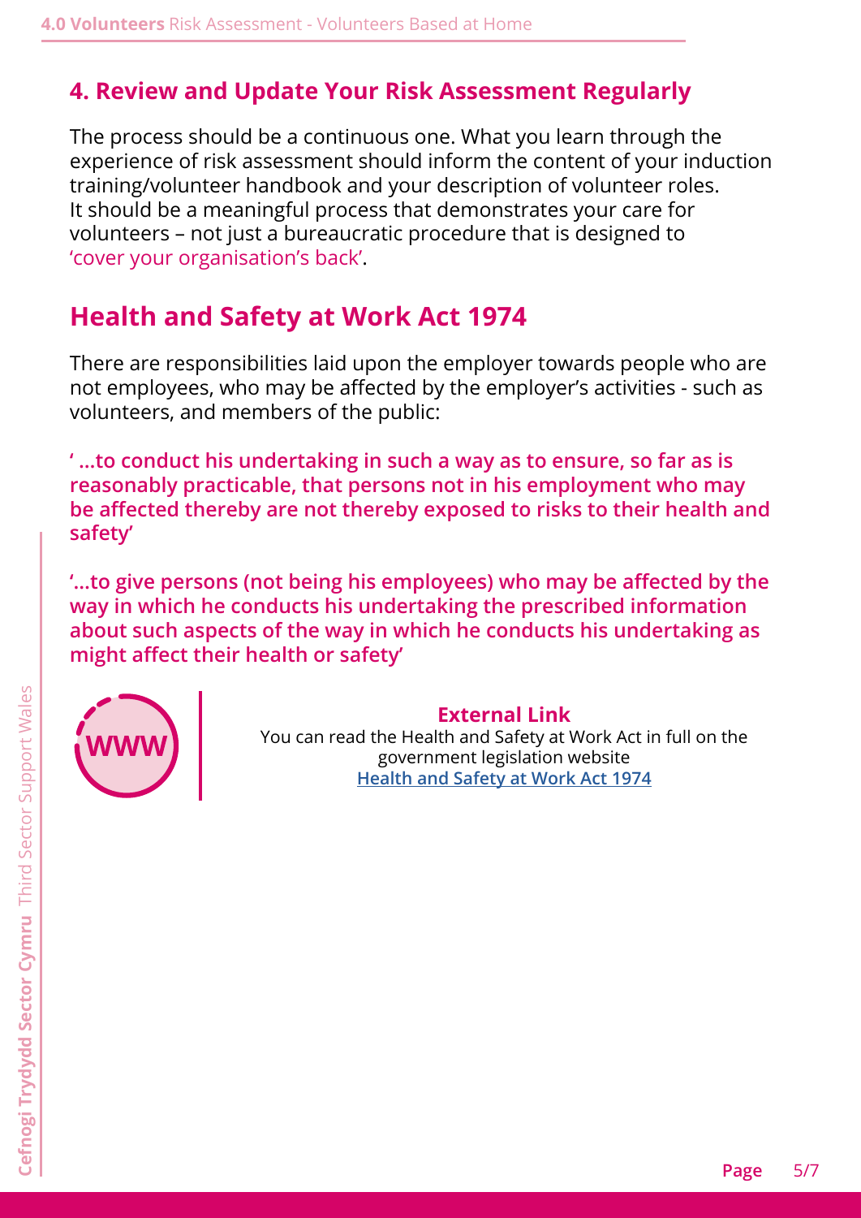## 4. Review and Update Your Risk Assessment Regularly

The process should be a continuous one. What you learn through the experience of risk assessment should inform the content of your induction training/volunteer handbook and your description of volunteer roles. It should be a meaningful process that demonstrates your care for volunteers – not just a bureaucratic procedure that is designed to 'cover your organisation's back'.

## Health and Safety at Work Act 1974

There are responsibilities laid upon the employer towards people who are not employees, who may be affected by the employer's activities - such as volunteers, and members of the public:

**' ...to conduct his undertaking in such a way as to ensure, so far as is reasonably practicable, that persons not in his employment who may be affected thereby are not thereby exposed to risks to their health and safety'**

**'...to give persons (not being his employees) who may be affected by the way in which he conducts his undertaking the prescribed information about such aspects of the way in which he conducts his undertaking as might affect their health or safety'**

**External Link**
You can read the Health and Safety at Work Act in full on the government legislation website
**Health and Safety at Work Act 1974**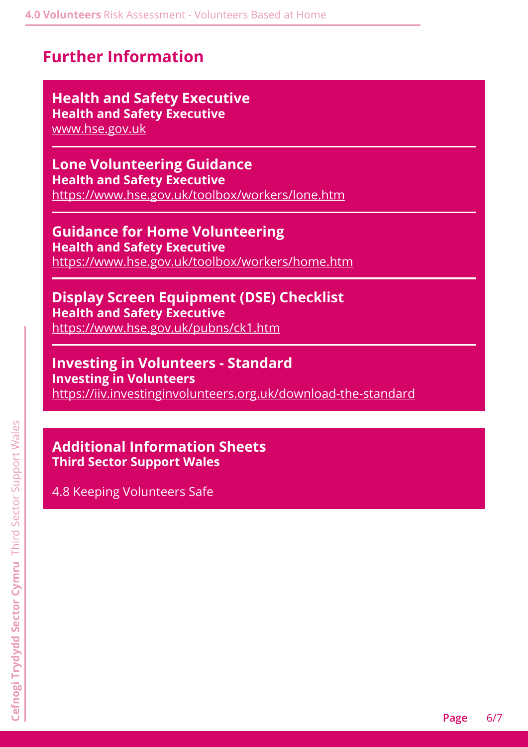## Further Information

### Health and Safety Executive
**Health and Safety Executive**
www.hse.gov.uk

### Lone Volunteering Guidance
**Health and Safety Executive**
https://www.hse.gov.uk/toolbox/workers/lone.htm

### Guidance for Home Volunteering
**Health and Safety Executive**
https://www.hse.gov.uk/toolbox/workers/home.htm

### Display Screen Equipment (DSE) Checklist
**Health and Safety Executive**
https://www.hse.gov.uk/pubns/ck1.htm

### Investing in Volunteers - Standard
**Investing in Volunteers**
https://iiv.investinginvolunteers.org.uk/download-the-standard

### Additional Information Sheets
**Third Sector Support Wales**

4.8 Keeping Volunteers Safe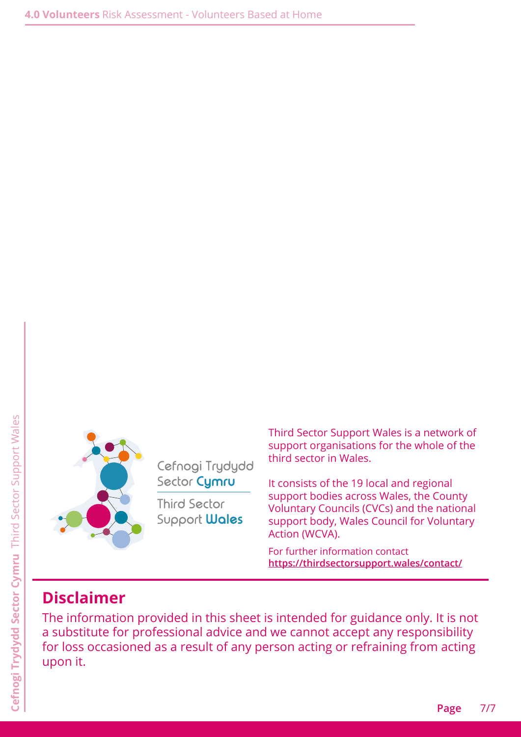Cefnogi Trydydd Sector Cymru

Third Sector Support Wales

Third Sector Support Wales is a network of support organisations for the whole of the third sector in Wales.

It consists of the 19 local and regional support bodies across Wales, the County Voluntary Councils (CVCs) and the national support body, Wales Council for Voluntary Action (WCVA).

For further information contact **https://thirdsectorsupport.wales/contact/**

## Disclaimer

The information provided in this sheet is intended for guidance only. It is not a substitute for professional advice and we cannot accept any responsibility for loss occasioned as a result of any person acting or refraining from acting upon it.